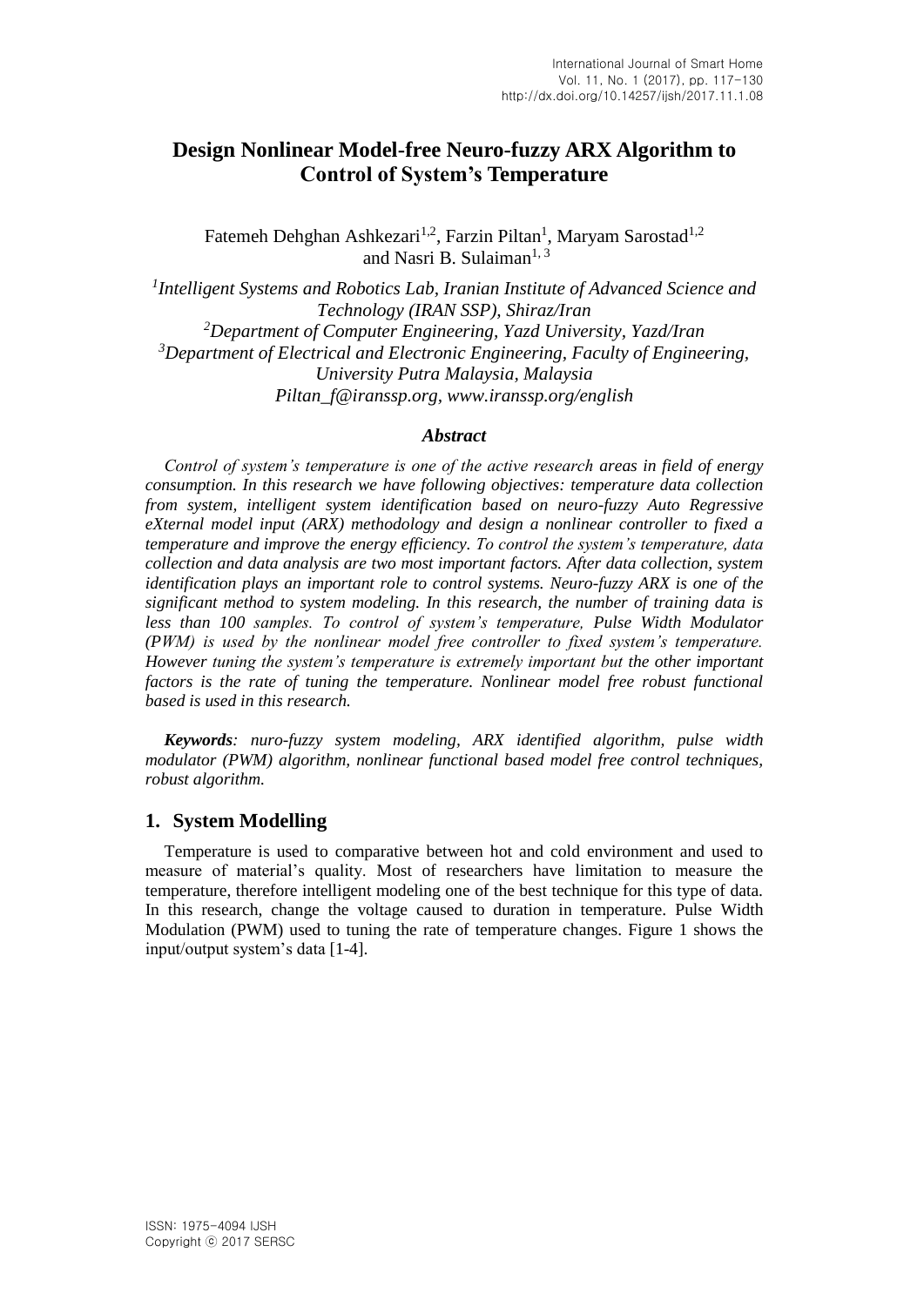# Design Nonlinear Model-free Neuro-fuzzy ARX Algorithm to Control of System's Temperature

Fatemeh Dehghan Ashkezari[1,2], Farzin Piltan[1], Maryam Sarostad[1,2] and Nasri B. Sulaiman[1, 3]

*[1]Intelligent Systems and Robotics Lab, Iranian Institute of Advanced Science and Technology (IRAN SSP), Shiraz/Iran*
*[2]Department of Computer Engineering, Yazd University, Yazd/Iran*
*[3]Department of Electrical and Electronic Engineering, Faculty of Engineering, University Putra Malaysia, Malaysia*
*Piltan_f@iranssp.org, www.iranssp.org/english*

### *Abstract*

*Control of system's temperature is one of the active research areas in field of energy consumption. In this research we have following objectives: temperature data collection from system, intelligent system identification based on neuro-fuzzy Auto Regressive eXternal model input (ARX) methodology and design a nonlinear controller to fixed a temperature and improve the energy efficiency. To control the system's temperature, data collection and data analysis are two most important factors. After data collection, system identification plays an important role to control systems. Neuro-fuzzy ARX is one of the significant method to system modeling. In this research, the number of training data is less than 100 samples. To control of system's temperature, Pulse Width Modulator (PWM) is used by the nonlinear model free controller to fixed system's temperature. However tuning the system's temperature is extremely important but the other important factors is the rate of tuning the temperature. Nonlinear model free robust functional based is used in this research.*

***Keywords**: nuro-fuzzy system modeling, ARX identified algorithm, pulse width modulator (PWM) algorithm, nonlinear functional based model free control techniques, robust algorithm.*

## 1. System Modelling

Temperature is used to comparative between hot and cold environment and used to measure of material's quality. Most of researchers have limitation to measure the temperature, therefore intelligent modeling one of the best technique for this type of data. In this research, change the voltage caused to duration in temperature. Pulse Width Modulation (PWM) used to tuning the rate of temperature changes. Figure 1 shows the input/output system's data [1-4].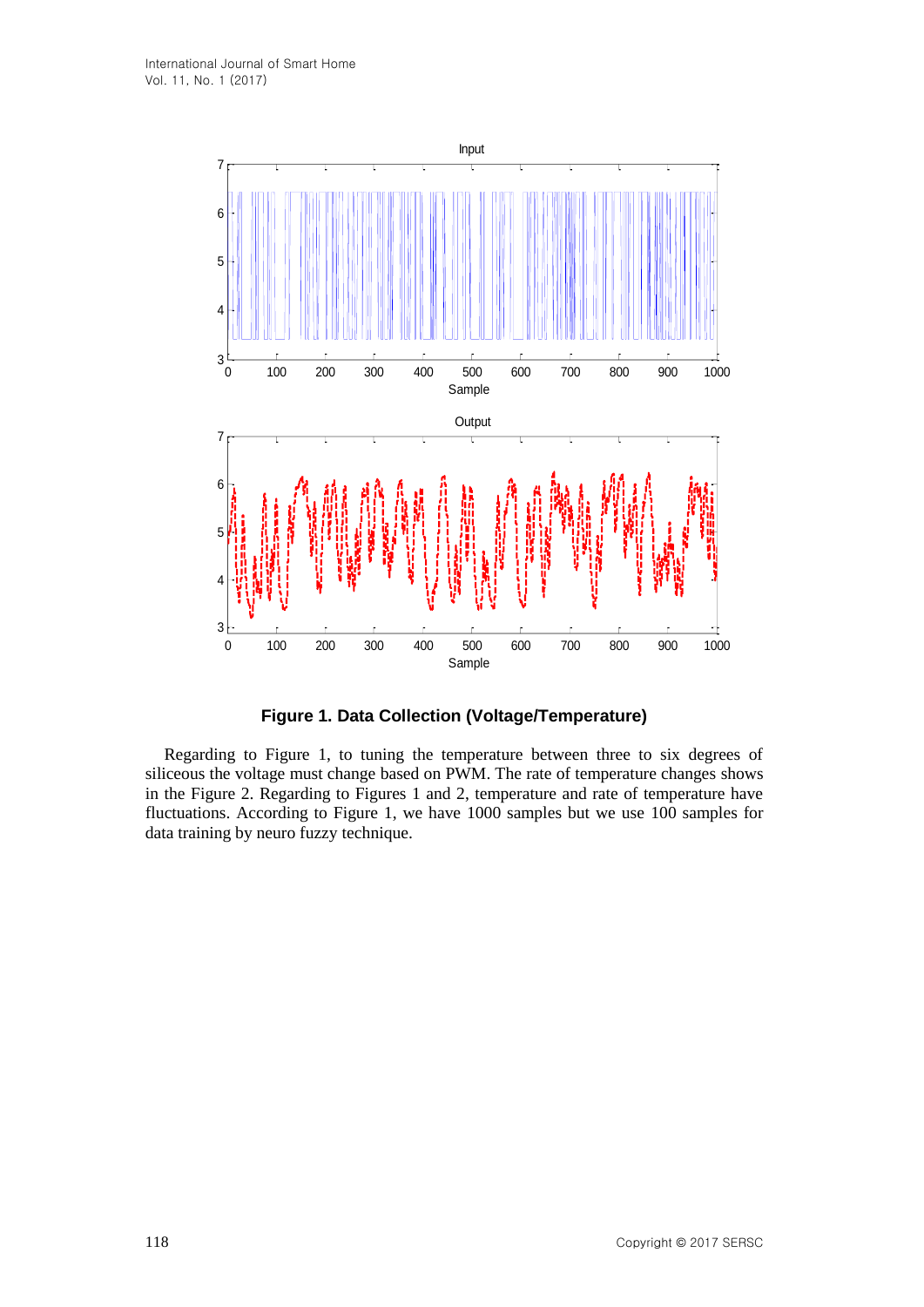**Figure 1. Data Collection (Voltage/Temperature)**

Regarding to Figure 1, to tuning the temperature between three to six degrees of siliceous the voltage must change based on PWM. The rate of temperature changes shows in the Figure 2. Regarding to Figures 1 and 2, temperature and rate of temperature have fluctuations. According to Figure 1, we have 1000 samples but we use 100 samples for data training by neuro fuzzy technique.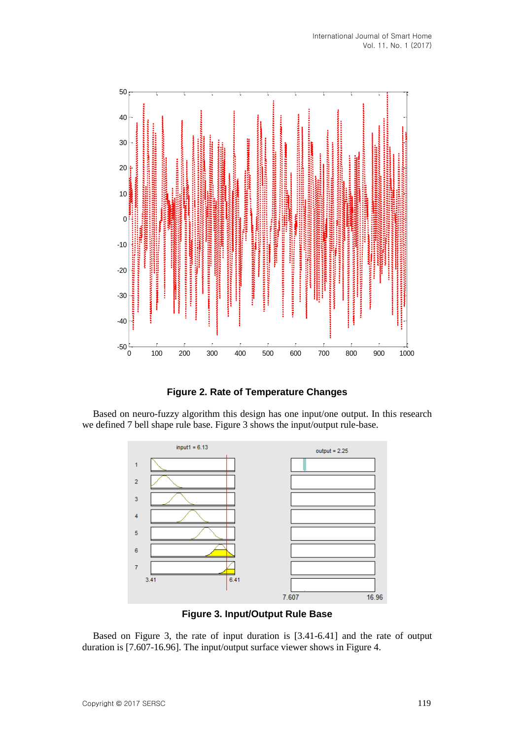**Figure 2. Rate of Temperature Changes**

Based on neuro-fuzzy algorithm this design has one input/one output. In this research we defined 7 bell shape rule base. Figure 3 shows the input/output rule-base.

**Figure 3. Input/Output Rule Base**

Based on Figure 3, the rate of input duration is [3.41-6.41] and the rate of output duration is [7.607-16.96]. The input/output surface viewer shows in Figure 4.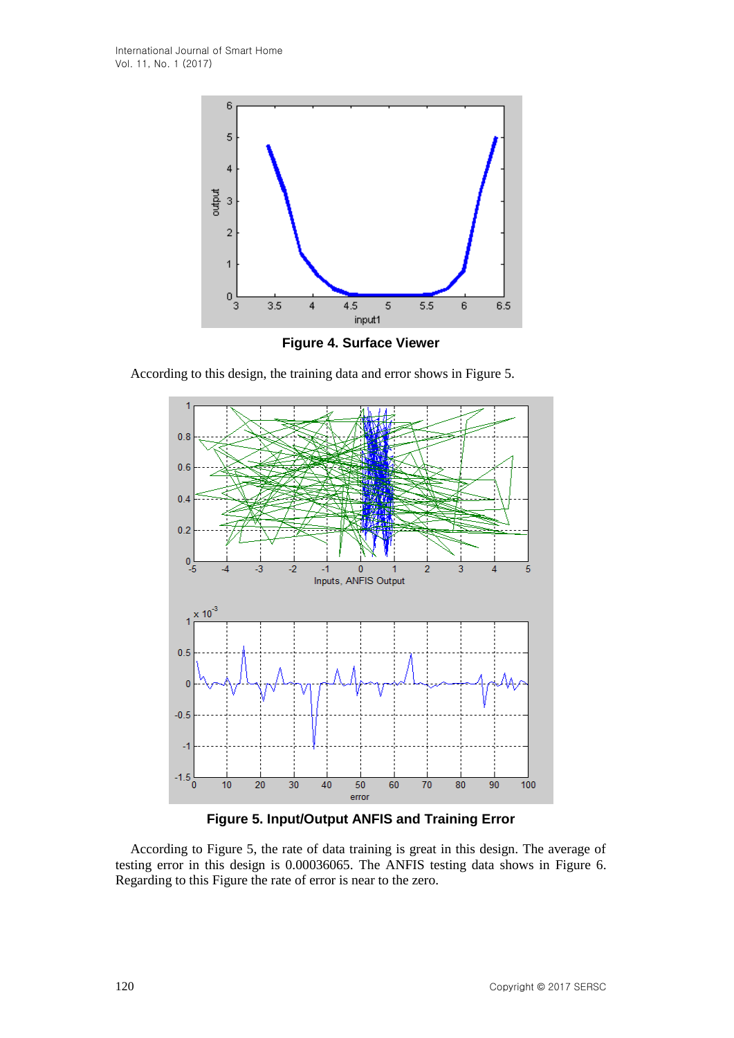**Figure 4. Surface Viewer**

According to this design, the training data and error shows in Figure 5.

**Figure 5. Input/Output ANFIS and Training Error**

According to Figure 5, the rate of data training is great in this design. The average of testing error in this design is 0.00036065. The ANFIS testing data shows in Figure 6. Regarding to this Figure the rate of error is near to the zero.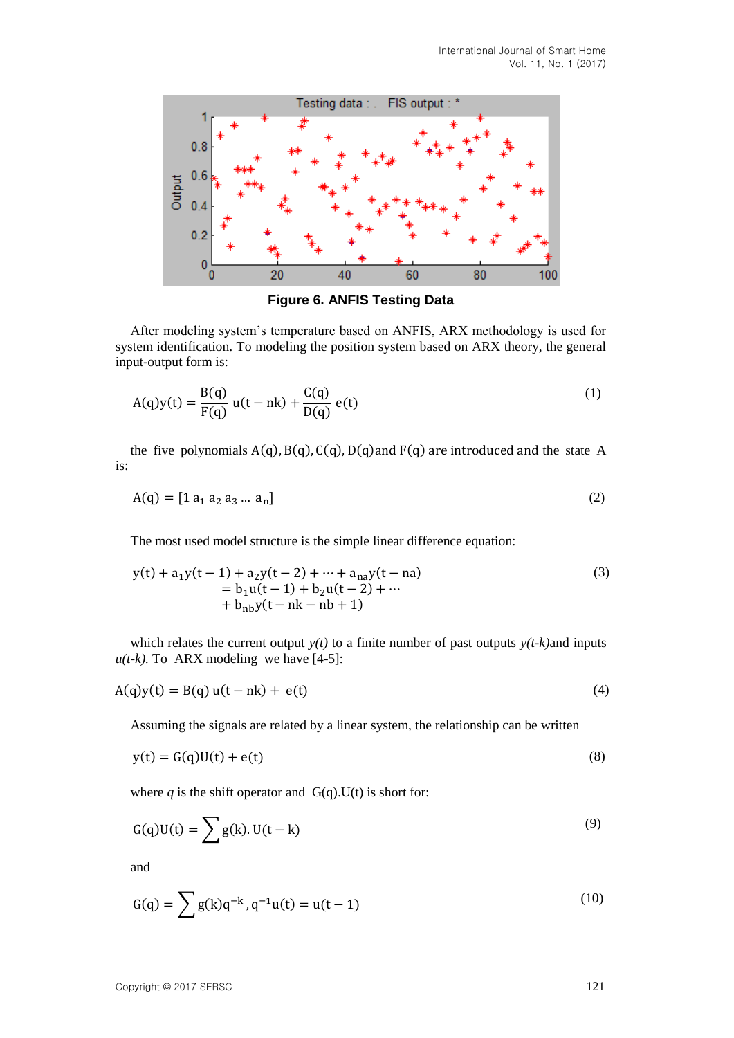**Figure 6. ANFIS Testing Data**

After modeling system's temperature based on ANFIS, ARX methodology is used for system identification. To modeling the position system based on ARX theory, the general input-output form is:

$$A(q)y(t) = \frac{B(q)}{F(q)}\, u(t-nk) + \frac{C(q)}{D(q)}\, e(t) \tag{1}$$

the five polynomials $A(q), B(q), C(q), D(q)$ and $F(q)$ are introduced and the state A is:

$$A(q) = [1\ a_1\ a_2\ a_3\ \ldots\ a_n] \tag{2}$$

The most used model structure is the simple linear difference equation:

$$\begin{aligned} y(t) + a_1 y(t-1) + a_2 y(t-2) + \cdots + a_{na} y(t-na) \\ = b_1 u(t-1) + b_2 u(t-2) + \cdots \\ + b_{nb} y(t-nk-nb+1) \end{aligned} \tag{3}$$

which relates the current output *y(t)* to a finite number of past outputs *y(t-k)* and inputs *u(t-k)*. To ARX modeling we have [4-5]:

$$A(q)y(t) = B(q)\, u(t-nk) + e(t) \tag{4}$$

Assuming the signals are related by a linear system, the relationship can be written

$$y(t) = G(q)U(t) + e(t) \tag{8}$$

where *q* is the shift operator and $G(q).U(t)$ is short for:

$$G(q)U(t) = \sum g(k).\, U(t-k) \tag{9}$$

and

$$G(q) = \sum g(k) q^{-k}, q^{-1}u(t) = u(t-1) \tag{10}$$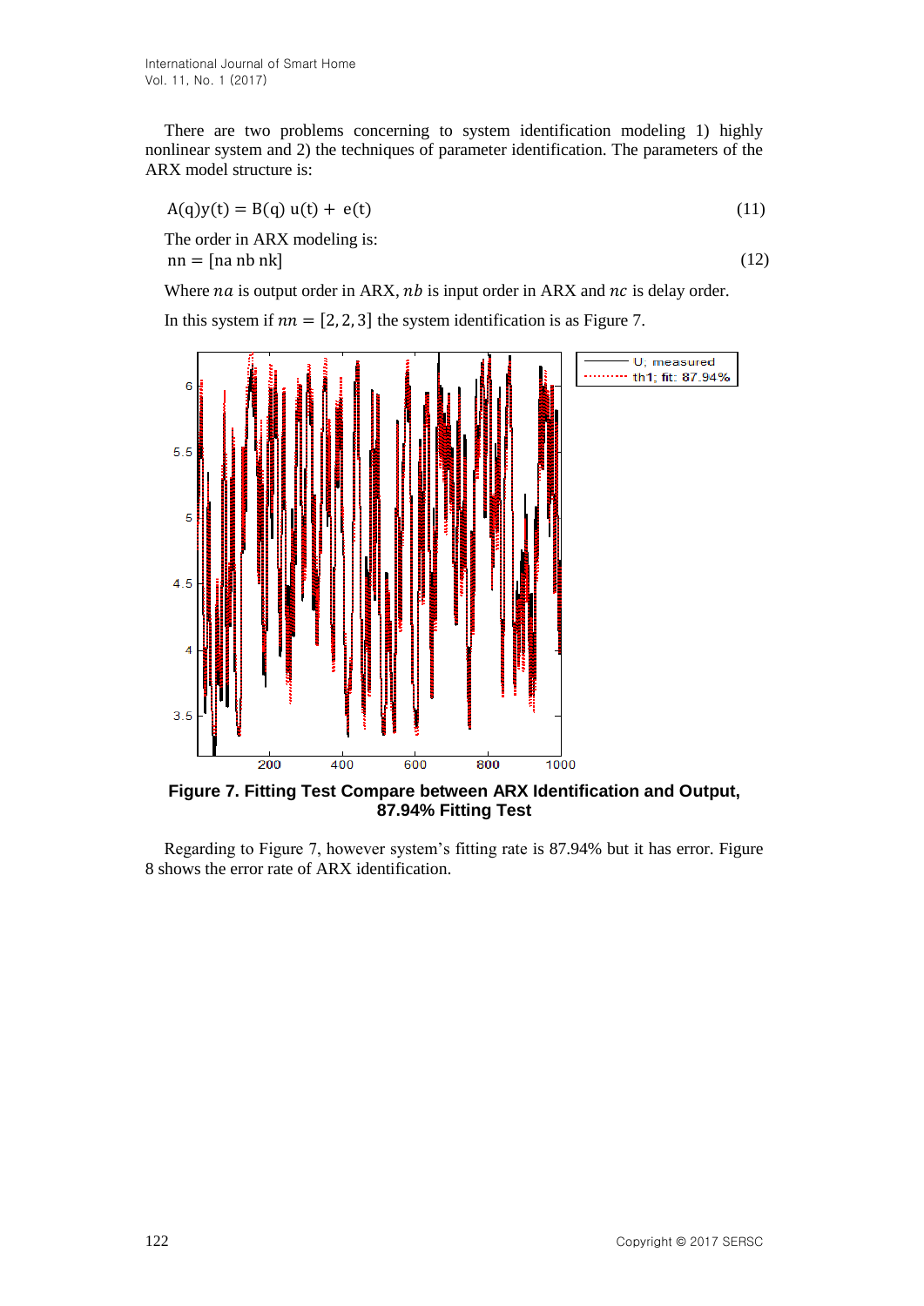There are two problems concerning to system identification modeling 1) highly nonlinear system and 2) the techniques of parameter identification. The parameters of the ARX model structure is:

$$A(q)y(t) = B(q)\,u(t) + e(t) \tag{11}$$

The order in ARX modeling is:

$$nn = [na\ nb\ nk] \tag{12}$$

Where $na$ is output order in ARX, $nb$ is input order in ARX and $nc$ is delay order.

In this system if $nn = [2, 2, 3]$ the system identification is as Figure 7.

**Figure 7. Fitting Test Compare between ARX Identification and Output, 87.94% Fitting Test**

Regarding to Figure 7, however system's fitting rate is 87.94% but it has error. Figure 8 shows the error rate of ARX identification.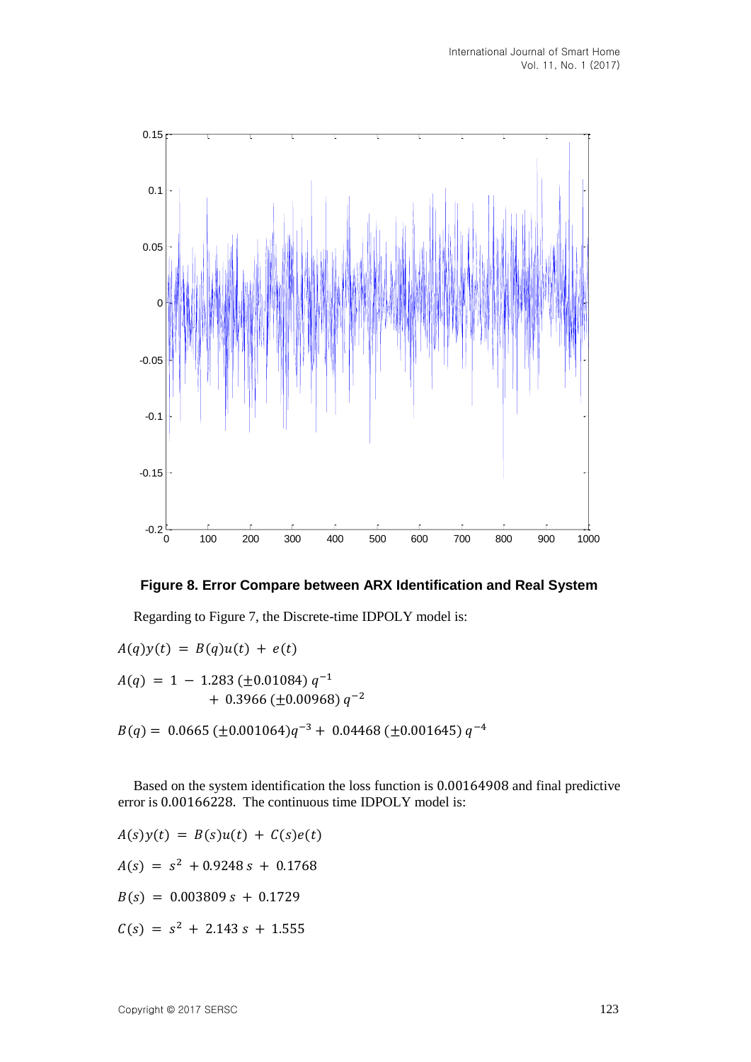**Figure 8. Error Compare between ARX Identification and Real System**

Regarding to Figure 7, the Discrete-time IDPOLY model is:

$$A(q)y(t) = B(q)u(t) + e(t)$$

$$A(q) = 1 - 1.283\ (\pm 0.01084)\ q^{-1} + 0.3966\ (\pm 0.00968)\ q^{-2}$$

$$B(q) = 0.0665\ (\pm 0.001064) q^{-3} + 0.04468\ (\pm 0.001645)\ q^{-4}$$

Based on the system identification the loss function is 0.00164908 and final predictive error is 0.00166228. The continuous time IDPOLY model is:

$$A(s)y(t) = B(s)u(t) + C(s)e(t)$$

$$A(s) = s^2 + 0.9248\, s + 0.1768$$

$$B(s) = 0.003809\, s + 0.1729$$

$$C(s) = s^2 + 2.143\, s + 1.555$$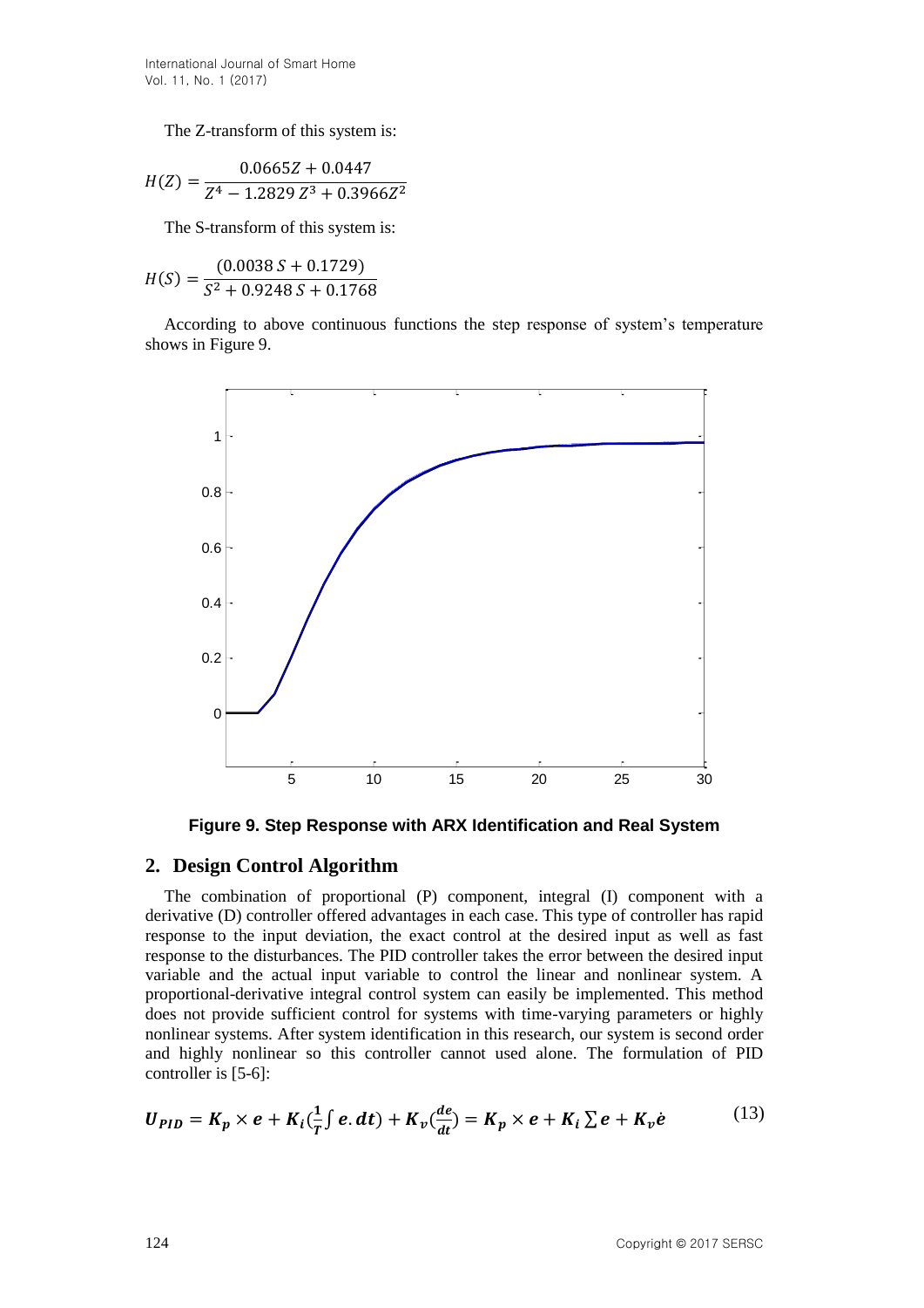The Z-transform of this system is:

$$H(Z) = \frac{0.0665Z + 0.0447}{Z^4 - 1.2829\,Z^3 + 0.3966Z^2}$$

The S-transform of this system is:

$$H(S) = \frac{(0.0038\,S + 0.1729)}{S^2 + 0.9248\,S + 0.1768}$$

According to above continuous functions the step response of system's temperature shows in Figure 9.

**Figure 9. Step Response with ARX Identification and Real System**

## 2. Design Control Algorithm

The combination of proportional (P) component, integral (I) component with a derivative (D) controller offered advantages in each case. This type of controller has rapid response to the input deviation, the exact control at the desired input as well as fast response to the disturbances. The PID controller takes the error between the desired input variable and the actual input variable to control the linear and nonlinear system. A proportional-derivative integral control system can easily be implemented. This method does not provide sufficient control for systems with time-varying parameters or highly nonlinear systems. After system identification in this research, our system is second order and highly nonlinear so this controller cannot used alone. The formulation of PID controller is [5-6]:

$$\boldsymbol{U_{PID} = K_p \times e + K_i(\frac{1}{T}\int e.dt) + K_v(\frac{de}{dt}) = K_p \times e + K_i \sum e + K_v\dot{e}} \tag{13}$$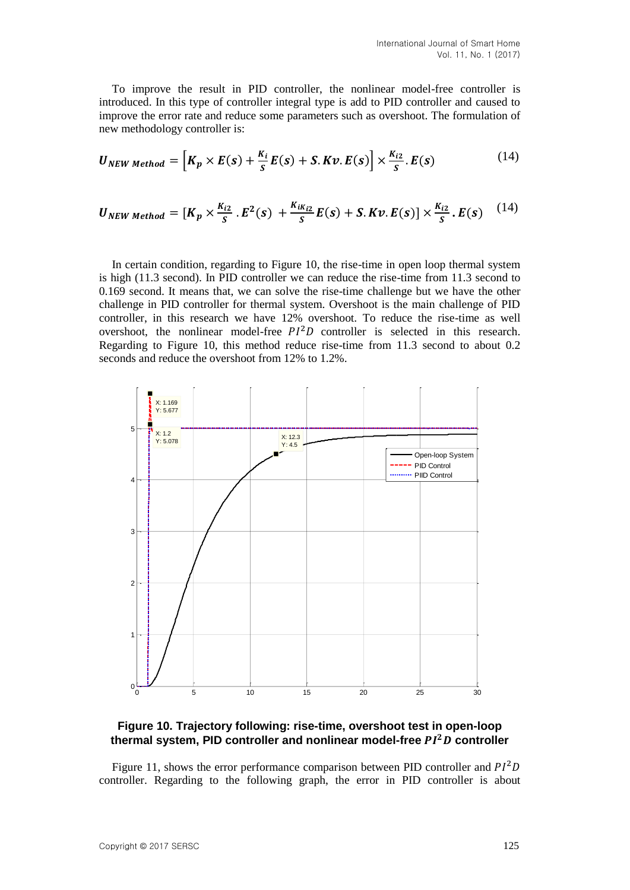To improve the result in PID controller, the nonlinear model-free controller is introduced. In this type of controller integral type is add to PID controller and caused to improve the error rate and reduce some parameters such as overshoot. The formulation of new methodology controller is:

$$U_{NEW\ Method} = \left[K_p \times E(s) + \frac{K_i}{s}E(s) + S.Kv.E(s)\right] \times \frac{K_{i2}}{s}.E(s) \tag{14}$$

$$U_{NEW\ Method} = [K_p \times \frac{K_{i2}}{s}.E^2(s) + \frac{K_{iK_{i2}}}{s}E(s) + S.Kv.E(s)] \times \frac{K_{i2}}{s}.E(s) \tag{14}$$

In certain condition, regarding to Figure 10, the rise-time in open loop thermal system is high (11.3 second). In PID controller we can reduce the rise-time from 11.3 second to 0.169 second. It means that, we can solve the rise-time challenge but we have the other challenge in PID controller for thermal system. Overshoot is the main challenge of PID controller, in this research we have 12% overshoot. To reduce the rise-time as well overshoot, the nonlinear model-free $PI^2D$ controller is selected in this research. Regarding to Figure 10, this method reduce rise-time from 11.3 second to about 0.2 seconds and reduce the overshoot from 12% to 1.2%.

**Figure 10. Trajectory following: rise-time, overshoot test in open-loop thermal system, PID controller and nonlinear model-free $PI^2D$ controller**

Figure 11, shows the error performance comparison between PID controller and $PI^2D$ controller. Regarding to the following graph, the error in PID controller is about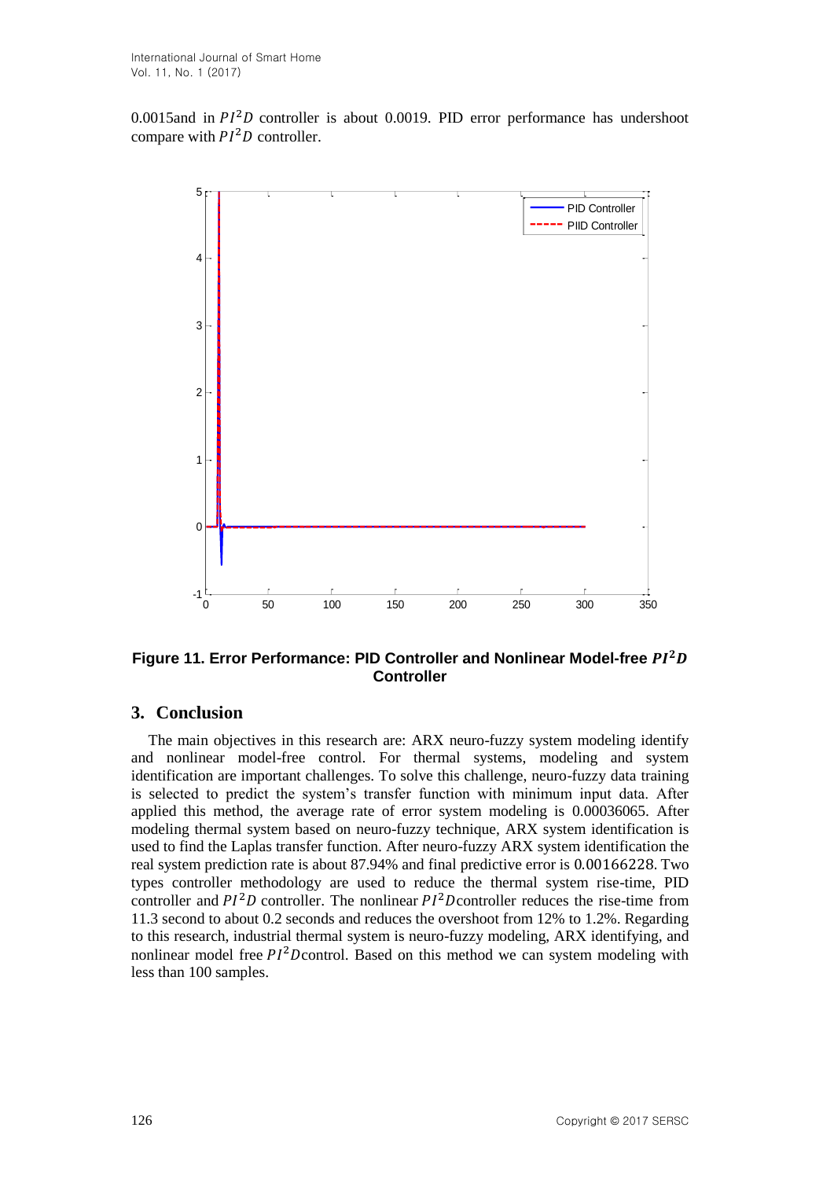0.0015and in $PI^2D$ controller is about 0.0019. PID error performance has undershoot compare with $PI^2D$ controller.

**Figure 11. Error Performance: PID Controller and Nonlinear Model-free $PI^2D$ Controller**

## 3. Conclusion

The main objectives in this research are: ARX neuro-fuzzy system modeling identify and nonlinear model-free control. For thermal systems, modeling and system identification are important challenges. To solve this challenge, neuro-fuzzy data training is selected to predict the system's transfer function with minimum input data. After applied this method, the average rate of error system modeling is 0.00036065. After modeling thermal system based on neuro-fuzzy technique, ARX system identification is used to find the Laplas transfer function. After neuro-fuzzy ARX system identification the real system prediction rate is about 87.94% and final predictive error is 0.00166228. Two types controller methodology are used to reduce the thermal system rise-time, PID controller and $PI^2D$ controller. The nonlinear $PI^2D$controller reduces the rise-time from 11.3 second to about 0.2 seconds and reduces the overshoot from 12% to 1.2%. Regarding to this research, industrial thermal system is neuro-fuzzy modeling, ARX identifying, and nonlinear model free $PI^2D$control. Based on this method we can system modeling with less than 100 samples.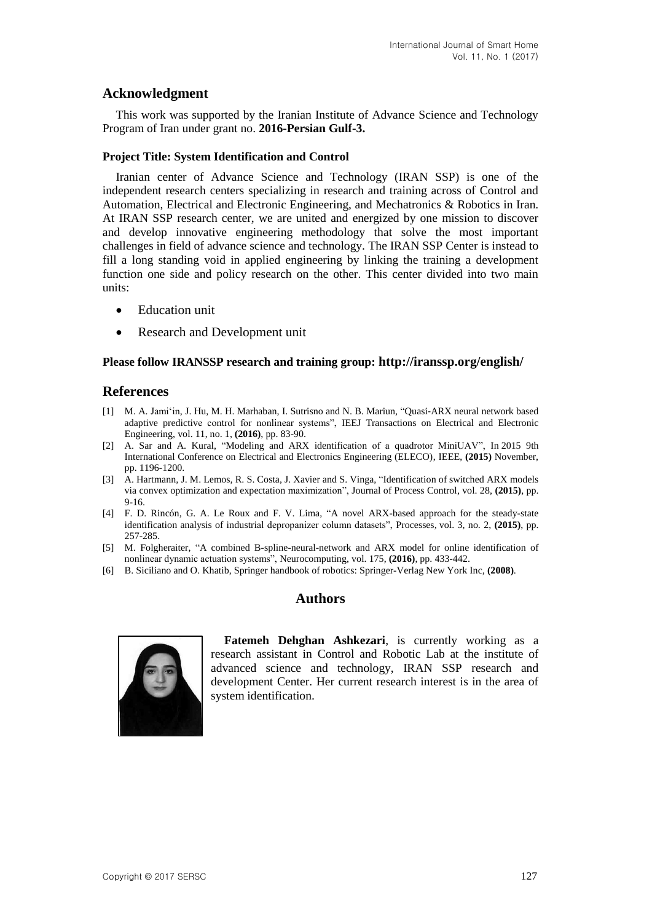## Acknowledgment

This work was supported by the Iranian Institute of Advance Science and Technology Program of Iran under grant no. **2016-Persian Gulf-3.**

#### Project Title: System Identification and Control

Iranian center of Advance Science and Technology (IRAN SSP) is one of the independent research centers specializing in research and training across of Control and Automation, Electrical and Electronic Engineering, and Mechatronics & Robotics in Iran. At IRAN SSP research center, we are united and energized by one mission to discover and develop innovative engineering methodology that solve the most important challenges in field of advance science and technology. The IRAN SSP Center is instead to fill a long standing void in applied engineering by linking the training a development function one side and policy research on the other. This center divided into two main units:

- Education unit
- Research and Development unit

**Please follow IRANSSP research and training group: http://iranssp.org/english/**

## References

[1] M. A. Jami'in, J. Hu, M. H. Marhaban, I. Sutrisno and N. B. Mariun, "Quasi-ARX neural network based adaptive predictive control for nonlinear systems", IEEJ Transactions on Electrical and Electronic Engineering, vol. 11, no. 1, **(2016)**, pp. 83-90.

[2] A. Sar and A. Kural, "Modeling and ARX identification of a quadrotor MiniUAV", In 2015 9th International Conference on Electrical and Electronics Engineering (ELECO), IEEE, **(2015)** November, pp. 1196-1200.

[3] A. Hartmann, J. M. Lemos, R. S. Costa, J. Xavier and S. Vinga, "Identification of switched ARX models via convex optimization and expectation maximization", Journal of Process Control, vol. 28, **(2015)**, pp. 9-16.

[4] F. D. Rincón, G. A. Le Roux and F. V. Lima, "A novel ARX-based approach for the steady-state identification analysis of industrial depropanizer column datasets", Processes, vol. 3, no. 2, **(2015)**, pp. 257-285.

[5] M. Folgheraiter, "A combined B-spline-neural-network and ARX model for online identification of nonlinear dynamic actuation systems", Neurocomputing, vol. 175, **(2016)**, pp. 433-442.

[6] B. Siciliano and O. Khatib, Springer handbook of robotics: Springer-Verlag New York Inc, **(2008)**.

## Authors

**Fatemeh Dehghan Ashkezari**, is currently working as a research assistant in Control and Robotic Lab at the institute of advanced science and technology, IRAN SSP research and development Center. Her current research interest is in the area of system identification.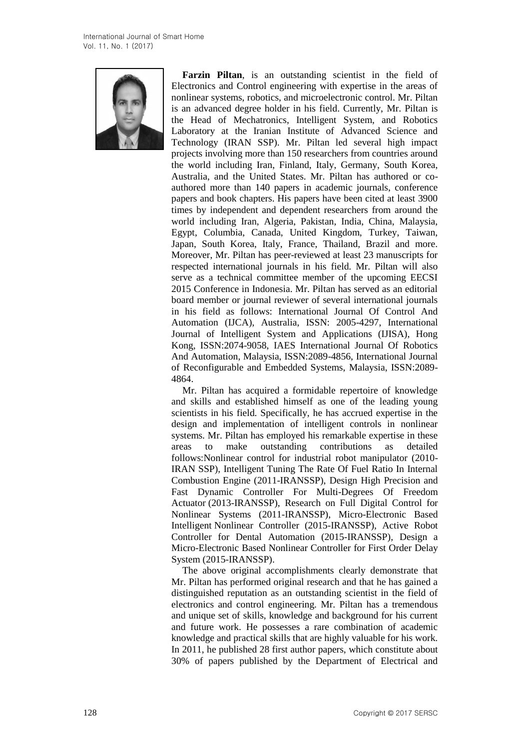**Farzin Piltan**, is an outstanding scientist in the field of Electronics and Control engineering with expertise in the areas of nonlinear systems, robotics, and microelectronic control. Mr. Piltan is an advanced degree holder in his field. Currently, Mr. Piltan is the Head of Mechatronics, Intelligent System, and Robotics Laboratory at the Iranian Institute of Advanced Science and Technology (IRAN SSP). Mr. Piltan led several high impact projects involving more than 150 researchers from countries around the world including Iran, Finland, Italy, Germany, South Korea, Australia, and the United States. Mr. Piltan has authored or co-authored more than 140 papers in academic journals, conference papers and book chapters. His papers have been cited at least 3900 times by independent and dependent researchers from around the world including Iran, Algeria, Pakistan, India, China, Malaysia, Egypt, Columbia, Canada, United Kingdom, Turkey, Taiwan, Japan, South Korea, Italy, France, Thailand, Brazil and more. Moreover, Mr. Piltan has peer-reviewed at least 23 manuscripts for respected international journals in his field. Mr. Piltan will also serve as a technical committee member of the upcoming EECSI 2015 Conference in Indonesia. Mr. Piltan has served as an editorial board member or journal reviewer of several international journals in his field as follows: International Journal Of Control And Automation (IJCA), Australia, ISSN: 2005-4297, International Journal of Intelligent System and Applications (IJISA), Hong Kong, ISSN:2074-9058, IAES International Journal Of Robotics And Automation, Malaysia, ISSN:2089-4856, International Journal of Reconfigurable and Embedded Systems, Malaysia, ISSN:2089-4864.

Mr. Piltan has acquired a formidable repertoire of knowledge and skills and established himself as one of the leading young scientists in his field. Specifically, he has accrued expertise in the design and implementation of intelligent controls in nonlinear systems. Mr. Piltan has employed his remarkable expertise in these areas to make outstanding contributions as detailed follows:Nonlinear control for industrial robot manipulator (2010-IRAN SSP), Intelligent Tuning The Rate Of Fuel Ratio In Internal Combustion Engine (2011-IRANSSP), Design High Precision and Fast Dynamic Controller For Multi-Degrees Of Freedom Actuator (2013-IRANSSP), Research on Full Digital Control for Nonlinear Systems (2011-IRANSSP), Micro-Electronic Based Intelligent Nonlinear Controller (2015-IRANSSP), Active Robot Controller for Dental Automation (2015-IRANSSP), Design a Micro-Electronic Based Nonlinear Controller for First Order Delay System (2015-IRANSSP).

The above original accomplishments clearly demonstrate that Mr. Piltan has performed original research and that he has gained a distinguished reputation as an outstanding scientist in the field of electronics and control engineering. Mr. Piltan has a tremendous and unique set of skills, knowledge and background for his current and future work. He possesses a rare combination of academic knowledge and practical skills that are highly valuable for his work. In 2011, he published 28 first author papers, which constitute about 30% of papers published by the Department of Electrical and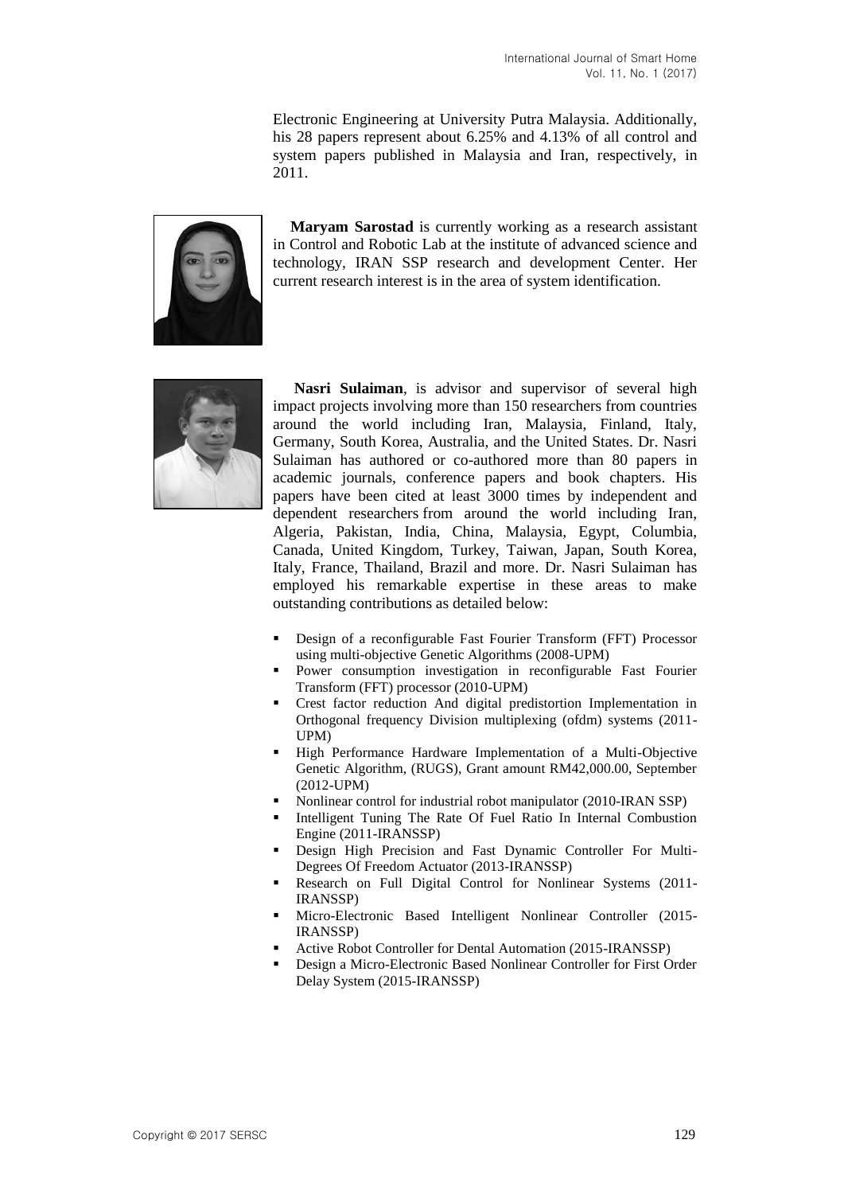Electronic Engineering at University Putra Malaysia. Additionally, his 28 papers represent about 6.25% and 4.13% of all control and system papers published in Malaysia and Iran, respectively, in 2011.

**Maryam Sarostad** is currently working as a research assistant in Control and Robotic Lab at the institute of advanced science and technology, IRAN SSP research and development Center. Her current research interest is in the area of system identification.

**Nasri Sulaiman**, is advisor and supervisor of several high impact projects involving more than 150 researchers from countries around the world including Iran, Malaysia, Finland, Italy, Germany, South Korea, Australia, and the United States. Dr. Nasri Sulaiman has authored or co-authored more than 80 papers in academic journals, conference papers and book chapters. His papers have been cited at least 3000 times by independent and dependent researchers from around the world including Iran, Algeria, Pakistan, India, China, Malaysia, Egypt, Columbia, Canada, United Kingdom, Turkey, Taiwan, Japan, South Korea, Italy, France, Thailand, Brazil and more. Dr. Nasri Sulaiman has employed his remarkable expertise in these areas to make outstanding contributions as detailed below:

- Design of a reconfigurable Fast Fourier Transform (FFT) Processor using multi-objective Genetic Algorithms (2008-UPM)
- Power consumption investigation in reconfigurable Fast Fourier Transform (FFT) processor (2010-UPM)
- Crest factor reduction And digital predistortion Implementation in Orthogonal frequency Division multiplexing (ofdm) systems (2011-UPM)
- High Performance Hardware Implementation of a Multi-Objective Genetic Algorithm, (RUGS), Grant amount RM42,000.00, September (2012-UPM)
- Nonlinear control for industrial robot manipulator (2010-IRAN SSP)
- Intelligent Tuning The Rate Of Fuel Ratio In Internal Combustion Engine (2011-IRANSSP)
- Design High Precision and Fast Dynamic Controller For Multi-Degrees Of Freedom Actuator (2013-IRANSSP)
- Research on Full Digital Control for Nonlinear Systems (2011-IRANSSP)
- Micro-Electronic Based Intelligent Nonlinear Controller (2015-IRANSSP)
- Active Robot Controller for Dental Automation (2015-IRANSSP)
- Design a Micro-Electronic Based Nonlinear Controller for First Order Delay System (2015-IRANSSP)